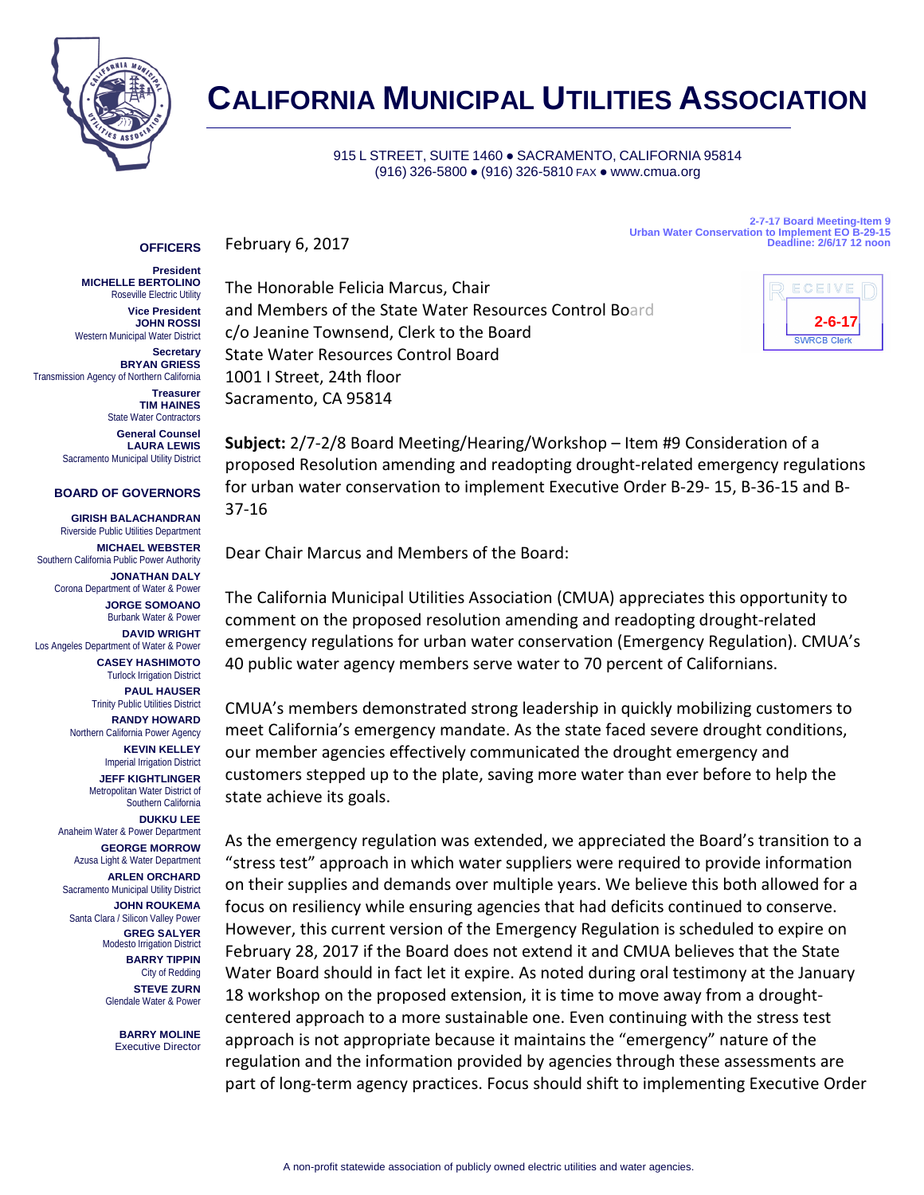# CALIFORNIA MUNICIPAL UTILITIES ASSOCIATION

915 L STREET, SUITE 1460 ● SACRAMENTO, CALIFORNIA 95814
(916) 326-5800 ● (916) 326-5810 FAX ● www.cmua.org

2-7-17 Board Meeting-Item 9
Urban Water Conservation to Implement EO B-29-15
Deadline: 2/6/17 12 noon

RECEIVED
2-6-17
SWRCB Clerk

**OFFICERS**

**President**
**MICHELLE BERTOLINO**
Roseville Electric Utility

**Vice President**
**JOHN ROSSI**
Western Municipal Water District

**Secretary**
**BRYAN GRIESS**
Transmission Agency of Northern California

**Treasurer**
**TIM HAINES**
State Water Contractors

**General Counsel**
**LAURA LEWIS**
Sacramento Municipal Utility District

**BOARD OF GOVERNORS**

**GIRISH BALACHANDRAN**
Riverside Public Utilities Department

**MICHAEL WEBSTER**
Southern California Public Power Authority

**JONATHAN DALY**
Corona Department of Water & Power

**JORGE SOMOANO**
Burbank Water & Power

**DAVID WRIGHT**
Los Angeles Department of Water & Power

**CASEY HASHIMOTO**
Turlock Irrigation District

**PAUL HAUSER**
Trinity Public Utilities District

**RANDY HOWARD**
Northern California Power Agency

**KEVIN KELLEY**
Imperial Irrigation District

**JEFF KIGHTLINGER**
Metropolitan Water District of Southern California

**DUKKU LEE**
Anaheim Water & Power Department

**GEORGE MORROW**
Azusa Light & Water Department

**ARLEN ORCHARD**
Sacramento Municipal Utility District

**JOHN ROUKEMA**
Santa Clara / Silicon Valley Power

**GREG SALYER**
Modesto Irrigation District

**BARRY TIPPIN**
City of Redding

**STEVE ZURN**
Glendale Water & Power

**BARRY MOLINE**
Executive Director

February 6, 2017

The Honorable Felicia Marcus, Chair
and Members of the State Water Resources Control Board
c/o Jeanine Townsend, Clerk to the Board
State Water Resources Control Board
1001 I Street, 24th floor
Sacramento, CA 95814

**Subject:** 2/7-2/8 Board Meeting/Hearing/Workshop – Item #9 Consideration of a proposed Resolution amending and readopting drought-related emergency regulations for urban water conservation to implement Executive Order B-29- 15, B-36-15 and B-37-16

Dear Chair Marcus and Members of the Board:

The California Municipal Utilities Association (CMUA) appreciates this opportunity to comment on the proposed resolution amending and readopting drought-related emergency regulations for urban water conservation (Emergency Regulation). CMUA's 40 public water agency members serve water to 70 percent of Californians.

CMUA's members demonstrated strong leadership in quickly mobilizing customers to meet California's emergency mandate. As the state faced severe drought conditions, our member agencies effectively communicated the drought emergency and customers stepped up to the plate, saving more water than ever before to help the state achieve its goals.

As the emergency regulation was extended, we appreciated the Board's transition to a "stress test" approach in which water suppliers were required to provide information on their supplies and demands over multiple years. We believe this both allowed for a focus on resiliency while ensuring agencies that had deficits continued to conserve. However, this current version of the Emergency Regulation is scheduled to expire on February 28, 2017 if the Board does not extend it and CMUA believes that the State Water Board should in fact let it expire. As noted during oral testimony at the January 18 workshop on the proposed extension, it is time to move away from a drought-centered approach to a more sustainable one. Even continuing with the stress test approach is not appropriate because it maintains the "emergency" nature of the regulation and the information provided by agencies through these assessments are part of long-term agency practices. Focus should shift to implementing Executive Order

A non-profit statewide association of publicly owned electric utilities and water agencies.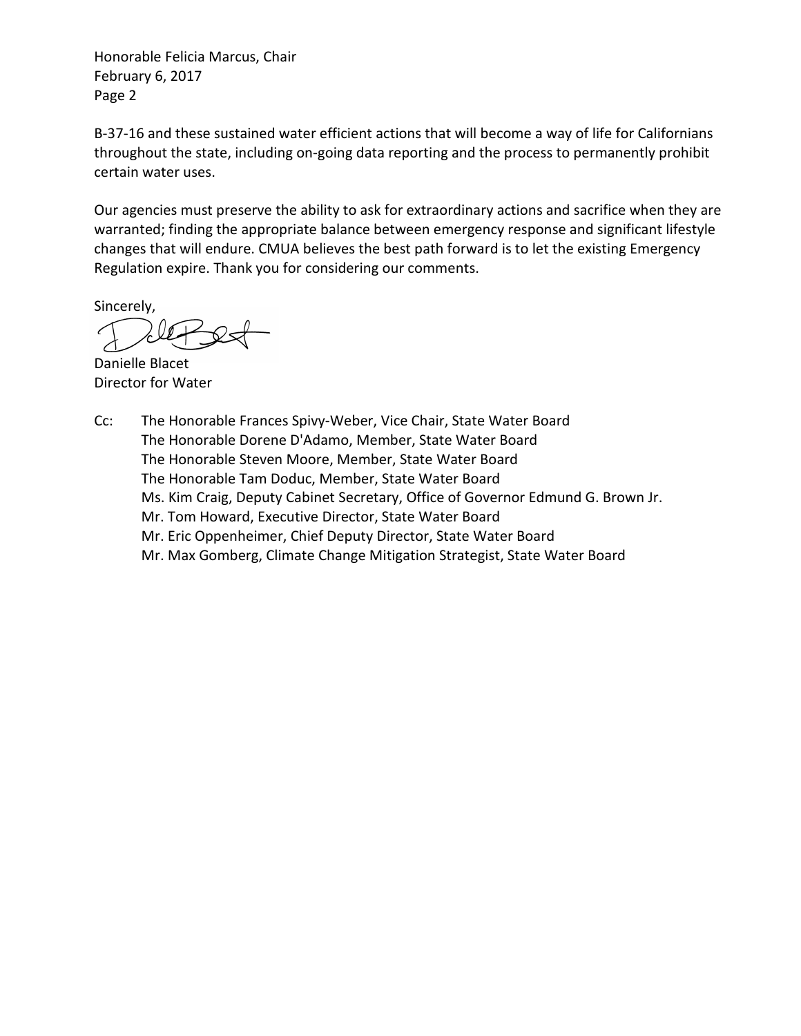B-37-16 and these sustained water efficient actions that will become a way of life for Californians throughout the state, including on-going data reporting and the process to permanently prohibit certain water uses.

Our agencies must preserve the ability to ask for extraordinary actions and sacrifice when they are warranted; finding the appropriate balance between emergency response and significant lifestyle changes that will endure. CMUA believes the best path forward is to let the existing Emergency Regulation expire. Thank you for considering our comments.

Sincerely,

Danielle Blacet
Director for Water

Cc: The Honorable Frances Spivy-Weber, Vice Chair, State Water Board
The Honorable Dorene D'Adamo, Member, State Water Board
The Honorable Steven Moore, Member, State Water Board
The Honorable Tam Doduc, Member, State Water Board
Ms. Kim Craig, Deputy Cabinet Secretary, Office of Governor Edmund G. Brown Jr.
Mr. Tom Howard, Executive Director, State Water Board
Mr. Eric Oppenheimer, Chief Deputy Director, State Water Board
Mr. Max Gomberg, Climate Change Mitigation Strategist, State Water Board